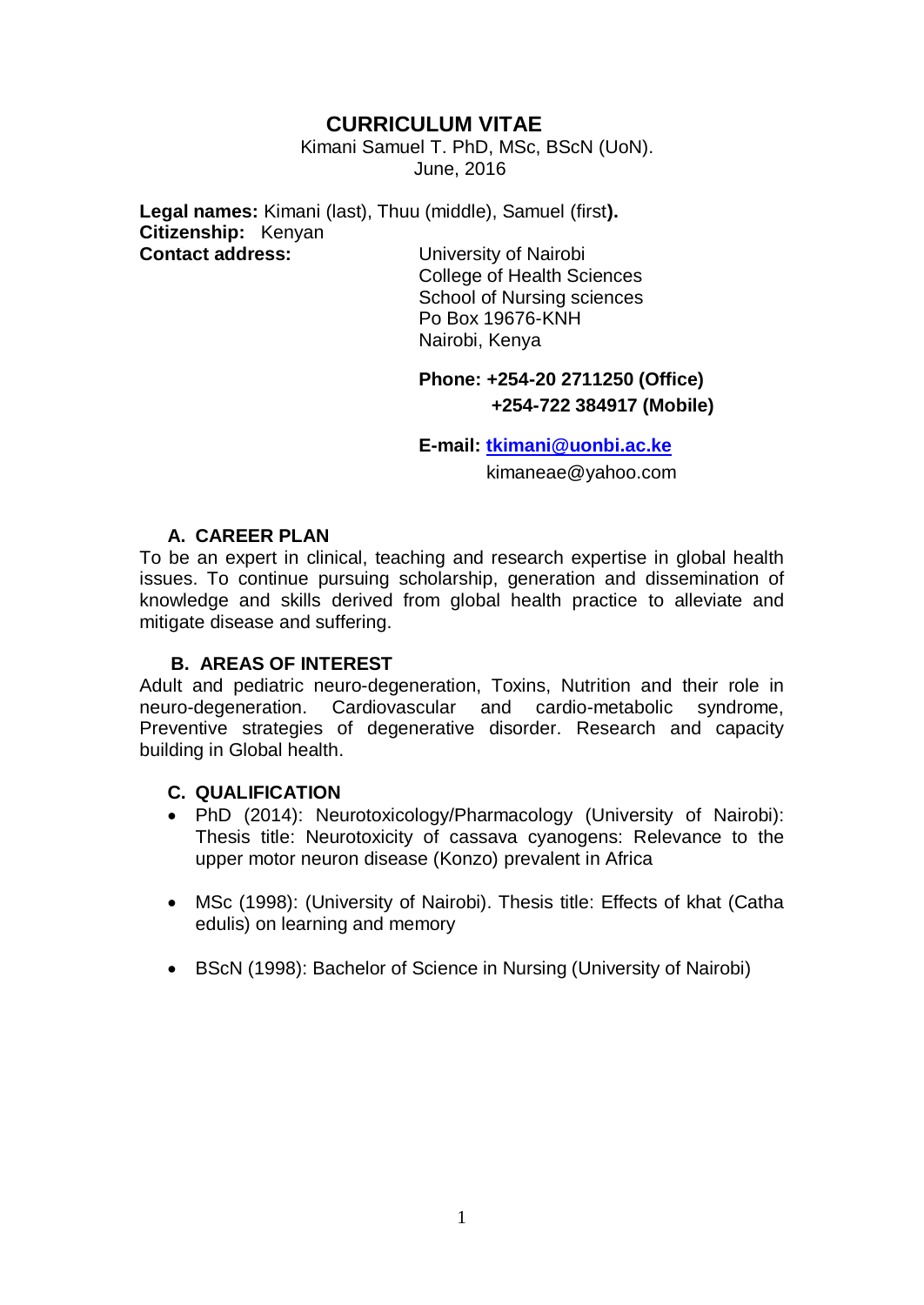# CURRICULUM VITAE

Kimani Samuel T. PhD, MSc, BScN (UoN).
June, 2016

**Legal names:** Kimani (last), Thuu (middle), Samuel (first**).**
**Citizenship:** Kenyan
**Contact address:**

University of Nairobi
College of Health Sciences
School of Nursing sciences
Po Box 19676-KNH
Nairobi, Kenya

**Phone: +254-20 2711250 (Office)**
**+254-722 384917 (Mobile)**

**E-mail: [tkimani@uonbi.ac.ke](mailto:tkimani@uonbi.ac.ke)**
kimaneae@yahoo.com

## A. CAREER PLAN

To be an expert in clinical, teaching and research expertise in global health issues. To continue pursuing scholarship, generation and dissemination of knowledge and skills derived from global health practice to alleviate and mitigate disease and suffering.

## B. AREAS OF INTEREST

Adult and pediatric neuro-degeneration, Toxins, Nutrition and their role in neuro-degeneration. Cardiovascular and cardio-metabolic syndrome, Preventive strategies of degenerative disorder. Research and capacity building in Global health.

## C. QUALIFICATION

- PhD (2014): Neurotoxicology/Pharmacology (University of Nairobi): Thesis title: Neurotoxicity of cassava cyanogens: Relevance to the upper motor neuron disease (Konzo) prevalent in Africa

- MSc (1998): (University of Nairobi). Thesis title: Effects of khat (Catha edulis) on learning and memory

- BScN (1998): Bachelor of Science in Nursing (University of Nairobi)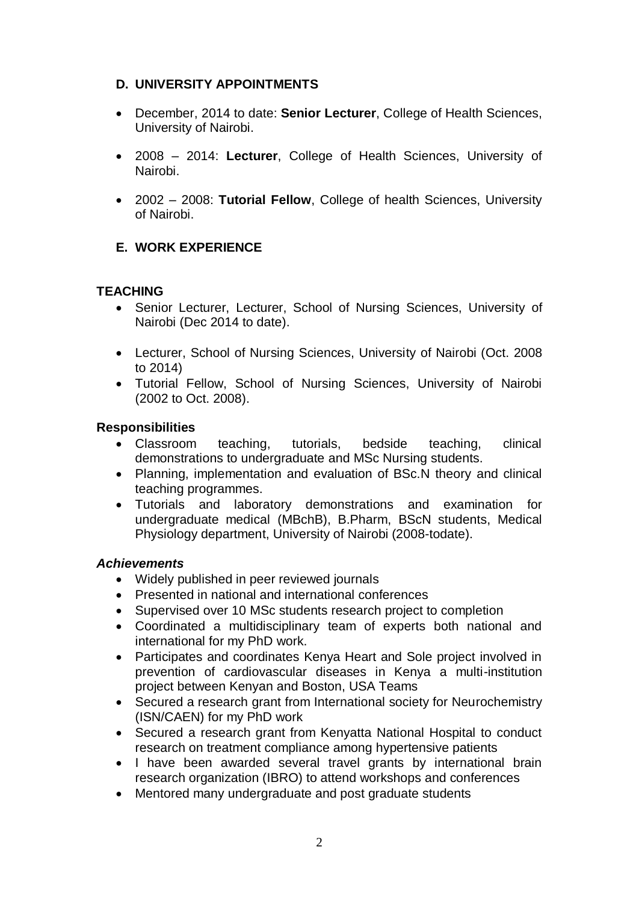## D. UNIVERSITY APPOINTMENTS

- December, 2014 to date: **Senior Lecturer**, College of Health Sciences, University of Nairobi.
- 2008 – 2014: **Lecturer**, College of Health Sciences, University of Nairobi.
- 2002 – 2008: **Tutorial Fellow**, College of health Sciences, University of Nairobi.

## E. WORK EXPERIENCE

### TEACHING

- Senior Lecturer, Lecturer, School of Nursing Sciences, University of Nairobi (Dec 2014 to date).
- Lecturer, School of Nursing Sciences, University of Nairobi (Oct. 2008 to 2014)
- Tutorial Fellow, School of Nursing Sciences, University of Nairobi (2002 to Oct. 2008).

### Responsibilities

- Classroom teaching, tutorials, bedside teaching, clinical demonstrations to undergraduate and MSc Nursing students.
- Planning, implementation and evaluation of BSc.N theory and clinical teaching programmes.
- Tutorials and laboratory demonstrations and examination for undergraduate medical (MBchB), B.Pharm, BScN students, Medical Physiology department, University of Nairobi (2008-todate).

### *Achievements*

- Widely published in peer reviewed journals
- Presented in national and international conferences
- Supervised over 10 MSc students research project to completion
- Coordinated a multidisciplinary team of experts both national and international for my PhD work.
- Participates and coordinates Kenya Heart and Sole project involved in prevention of cardiovascular diseases in Kenya a multi-institution project between Kenyan and Boston, USA Teams
- Secured a research grant from International society for Neurochemistry (ISN/CAEN) for my PhD work
- Secured a research grant from Kenyatta National Hospital to conduct research on treatment compliance among hypertensive patients
- I have been awarded several travel grants by international brain research organization (IBRO) to attend workshops and conferences
- Mentored many undergraduate and post graduate students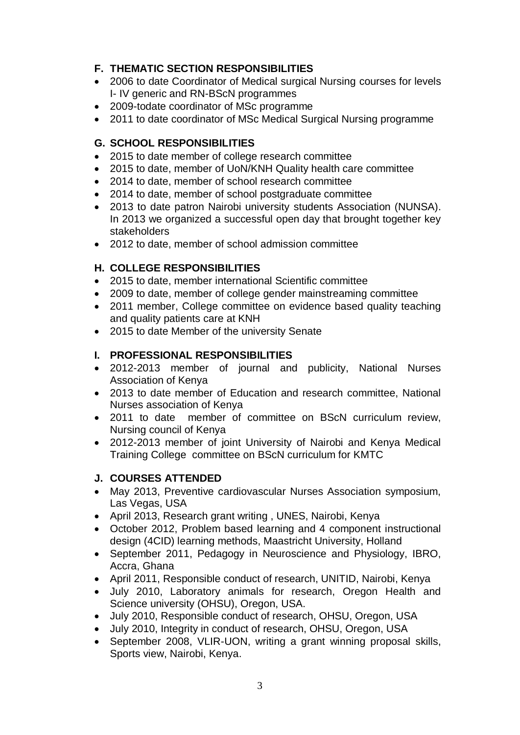## F. THEMATIC SECTION RESPONSIBILITIES

- 2006 to date Coordinator of Medical surgical Nursing courses for levels I- IV generic and RN-BScN programmes
- 2009-todate coordinator of MSc programme
- 2011 to date coordinator of MSc Medical Surgical Nursing programme

## G. SCHOOL RESPONSIBILITIES

- 2015 to date member of college research committee
- 2015 to date, member of UoN/KNH Quality health care committee
- 2014 to date, member of school research committee
- 2014 to date, member of school postgraduate committee
- 2013 to date patron Nairobi university students Association (NUNSA). In 2013 we organized a successful open day that brought together key stakeholders
- 2012 to date, member of school admission committee

## H. COLLEGE RESPONSIBILITIES

- 2015 to date, member international Scientific committee
- 2009 to date, member of college gender mainstreaming committee
- 2011 member, College committee on evidence based quality teaching and quality patients care at KNH
- 2015 to date Member of the university Senate

## I. PROFESSIONAL RESPONSIBILITIES

- 2012-2013 member of journal and publicity, National Nurses Association of Kenya
- 2013 to date member of Education and research committee, National Nurses association of Kenya
- 2011 to date member of committee on BScN curriculum review, Nursing council of Kenya
- 2012-2013 member of joint University of Nairobi and Kenya Medical Training College committee on BScN curriculum for KMTC

## J. COURSES ATTENDED

- May 2013, Preventive cardiovascular Nurses Association symposium, Las Vegas, USA
- April 2013, Research grant writing , UNES, Nairobi, Kenya
- October 2012, Problem based learning and 4 component instructional design (4CID) learning methods, Maastricht University, Holland
- September 2011, Pedagogy in Neuroscience and Physiology, IBRO, Accra, Ghana
- April 2011, Responsible conduct of research, UNITID, Nairobi, Kenya
- July 2010, Laboratory animals for research, Oregon Health and Science university (OHSU), Oregon, USA.
- July 2010, Responsible conduct of research, OHSU, Oregon, USA
- July 2010, Integrity in conduct of research, OHSU, Oregon, USA
- September 2008, VLIR-UON, writing a grant winning proposal skills, Sports view, Nairobi, Kenya.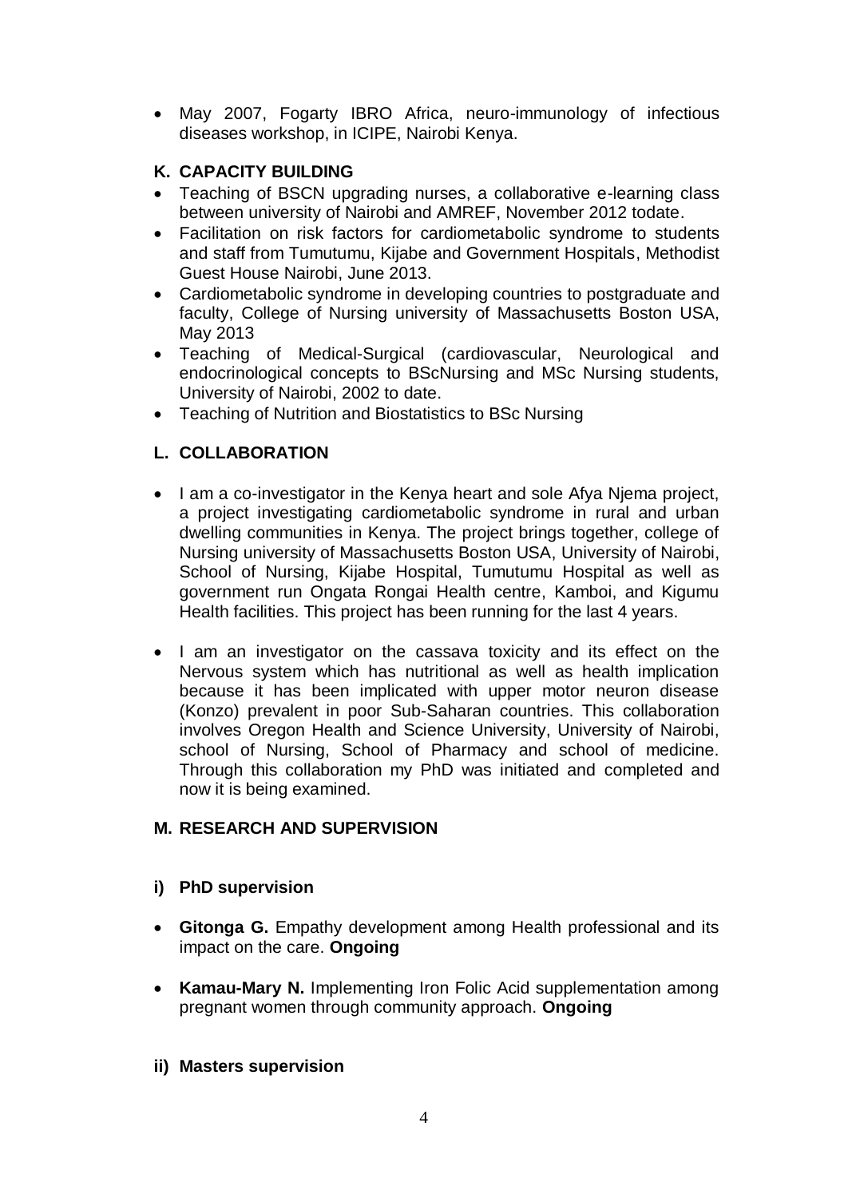- May 2007, Fogarty IBRO Africa, neuro-immunology of infectious diseases workshop, in ICIPE, Nairobi Kenya.

## K. CAPACITY BUILDING

- Teaching of BSCN upgrading nurses, a collaborative e-learning class between university of Nairobi and AMREF, November 2012 todate.
- Facilitation on risk factors for cardiometabolic syndrome to students and staff from Tumutumu, Kijabe and Government Hospitals, Methodist Guest House Nairobi, June 2013.
- Cardiometabolic syndrome in developing countries to postgraduate and faculty, College of Nursing university of Massachusetts Boston USA, May 2013
- Teaching of Medical-Surgical (cardiovascular, Neurological and endocrinological concepts to BScNursing and MSc Nursing students, University of Nairobi, 2002 to date.
- Teaching of Nutrition and Biostatistics to BSc Nursing

## L. COLLABORATION

- I am a co-investigator in the Kenya heart and sole Afya Njema project, a project investigating cardiometabolic syndrome in rural and urban dwelling communities in Kenya. The project brings together, college of Nursing university of Massachusetts Boston USA, University of Nairobi, School of Nursing, Kijabe Hospital, Tumutumu Hospital as well as government run Ongata Rongai Health centre, Kamboi, and Kigumu Health facilities. This project has been running for the last 4 years.

- I am an investigator on the cassava toxicity and its effect on the Nervous system which has nutritional as well as health implication because it has been implicated with upper motor neuron disease (Konzo) prevalent in poor Sub-Saharan countries. This collaboration involves Oregon Health and Science University, University of Nairobi, school of Nursing, School of Pharmacy and school of medicine. Through this collaboration my PhD was initiated and completed and now it is being examined.

## M. RESEARCH AND SUPERVISION

### i) PhD supervision

- **Gitonga G.** Empathy development among Health professional and its impact on the care. **Ongoing**

- **Kamau-Mary N.** Implementing Iron Folic Acid supplementation among pregnant women through community approach. **Ongoing**

### ii) Masters supervision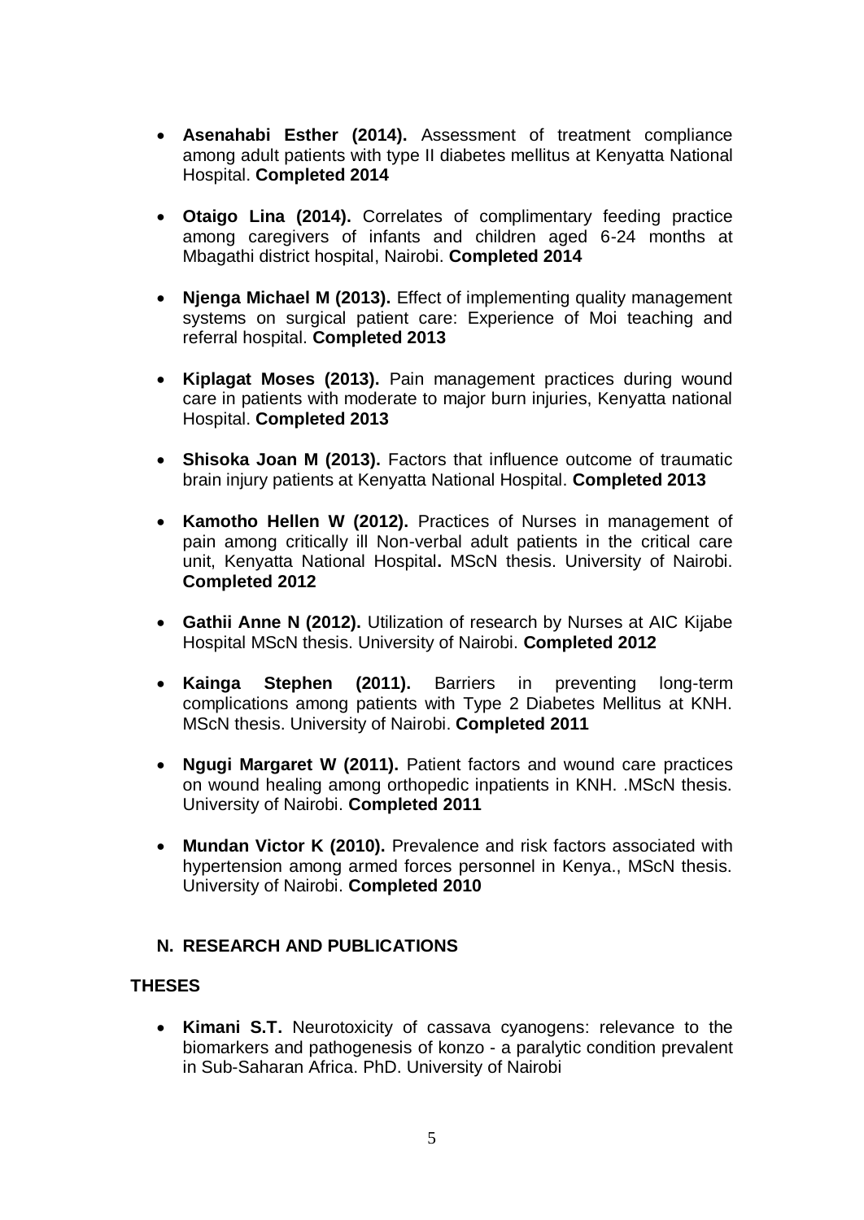- **Asenahabi Esther (2014).** Assessment of treatment compliance among adult patients with type II diabetes mellitus at Kenyatta National Hospital. **Completed 2014**

- **Otaigo Lina (2014).** Correlates of complimentary feeding practice among caregivers of infants and children aged 6-24 months at Mbagathi district hospital, Nairobi. **Completed 2014**

- **Njenga Michael M (2013).** Effect of implementing quality management systems on surgical patient care: Experience of Moi teaching and referral hospital. **Completed 2013**

- **Kiplagat Moses (2013).** Pain management practices during wound care in patients with moderate to major burn injuries, Kenyatta national Hospital. **Completed 2013**

- **Shisoka Joan M (2013).** Factors that influence outcome of traumatic brain injury patients at Kenyatta National Hospital. **Completed 2013**

- **Kamotho Hellen W (2012).** Practices of Nurses in management of pain among critically ill Non-verbal adult patients in the critical care unit, Kenyatta National Hospital**.** MScN thesis. University of Nairobi. **Completed 2012**

- **Gathii Anne N (2012).** Utilization of research by Nurses at AIC Kijabe Hospital MScN thesis. University of Nairobi. **Completed 2012**

- **Kainga Stephen (2011).** Barriers in preventing long-term complications among patients with Type 2 Diabetes Mellitus at KNH. MScN thesis. University of Nairobi. **Completed 2011**

- **Ngugi Margaret W (2011).** Patient factors and wound care practices on wound healing among orthopedic inpatients in KNH. .MScN thesis. University of Nairobi. **Completed 2011**

- **Mundan Victor K (2010).** Prevalence and risk factors associated with hypertension among armed forces personnel in Kenya., MScN thesis. University of Nairobi. **Completed 2010**

## N. RESEARCH AND PUBLICATIONS

### THESES

- **Kimani S.T.** Neurotoxicity of cassava cyanogens: relevance to the biomarkers and pathogenesis of konzo - a paralytic condition prevalent in Sub-Saharan Africa. PhD. University of Nairobi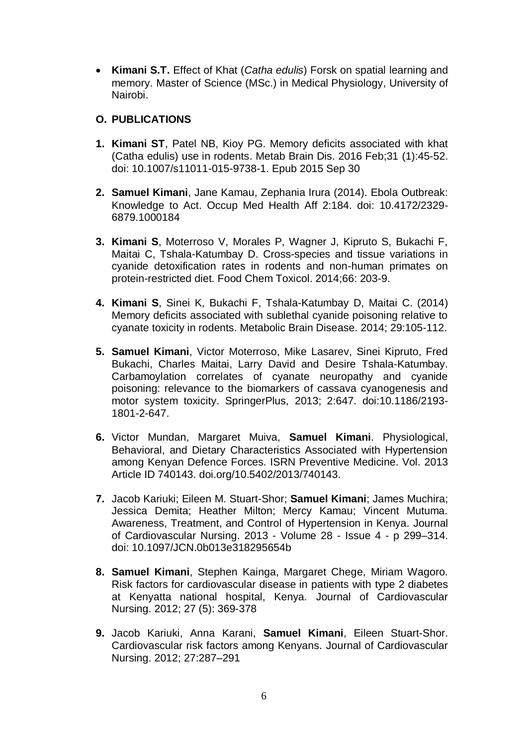- **Kimani S.T.** Effect of Khat (*Catha edulis*) Forsk on spatial learning and memory. Master of Science (MSc.) in Medical Physiology, University of Nairobi.

## O. PUBLICATIONS

1. **Kimani ST**, Patel NB, Kioy PG. Memory deficits associated with khat (Catha edulis) use in rodents. Metab Brain Dis. 2016 Feb;31 (1):45-52. doi: 10.1007/s11011-015-9738-1. Epub 2015 Sep 30

2. **Samuel Kimani**, Jane Kamau, Zephania Irura (2014). Ebola Outbreak: Knowledge to Act. Occup Med Health Aff 2:184. doi: 10.4172/2329-6879.1000184

3. **Kimani S**, Moterroso V, Morales P, Wagner J, Kipruto S, Bukachi F, Maitai C, Tshala-Katumbay D. Cross-species and tissue variations in cyanide detoxification rates in rodents and non-human primates on protein-restricted diet. Food Chem Toxicol. 2014;66: 203-9.

4. **Kimani S**, Sinei K, Bukachi F, Tshala-Katumbay D, Maitai C. (2014) Memory deficits associated with sublethal cyanide poisoning relative to cyanate toxicity in rodents. Metabolic Brain Disease. 2014; 29:105-112.

5. **Samuel Kimani**, Victor Moterroso, Mike Lasarev, Sinei Kipruto, Fred Bukachi, Charles Maitai, Larry David and Desire Tshala-Katumbay. Carbamoylation correlates of cyanate neuropathy and cyanide poisoning: relevance to the biomarkers of cassava cyanogenesis and motor system toxicity. SpringerPlus, 2013; 2:647. doi:10.1186/2193-1801-2-647.

6. Victor Mundan, Margaret Muiva, **Samuel Kimani**. Physiological, Behavioral, and Dietary Characteristics Associated with Hypertension among Kenyan Defence Forces. ISRN Preventive Medicine. Vol. 2013 Article ID 740143. doi.org/10.5402/2013/740143.

7. Jacob Kariuki; Eileen M. Stuart-Shor; **Samuel Kimani**; James Muchira; Jessica Demita; Heather Milton; Mercy Kamau; Vincent Mutuma. Awareness, Treatment, and Control of Hypertension in Kenya. Journal of Cardiovascular Nursing. 2013 - Volume 28 - Issue 4 - p 299–314. doi: 10.1097/JCN.0b013e318295654b

8. **Samuel Kimani**, Stephen Kainga, Margaret Chege, Miriam Wagoro. Risk factors for cardiovascular disease in patients with type 2 diabetes at Kenyatta national hospital, Kenya. Journal of Cardiovascular Nursing. 2012; 27 (5): 369-378

9. Jacob Kariuki, Anna Karani, **Samuel Kimani**, Eileen Stuart-Shor. Cardiovascular risk factors among Kenyans. Journal of Cardiovascular Nursing. 2012; 27:287–291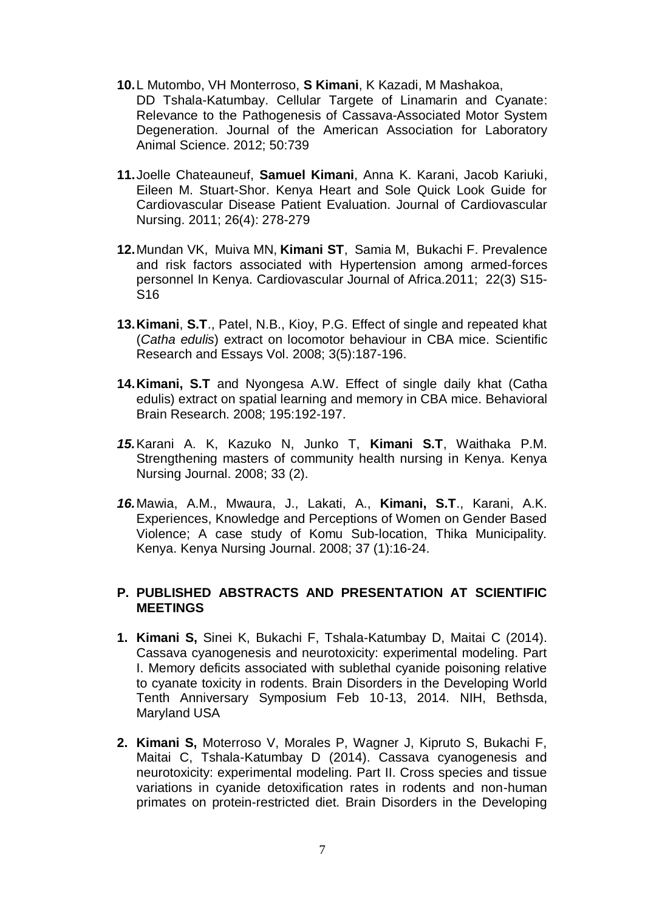10. L Mutombo, VH Monterroso, **S Kimani**, K Kazadi, M Mashakoa, DD Tshala-Katumbay. Cellular Targete of Linamarin and Cyanate: Relevance to the Pathogenesis of Cassava-Associated Motor System Degeneration. Journal of the American Association for Laboratory Animal Science. 2012; 50:739

11. Joelle Chateauneuf, **Samuel Kimani**, Anna K. Karani, Jacob Kariuki, Eileen M. Stuart-Shor. Kenya Heart and Sole Quick Look Guide for Cardiovascular Disease Patient Evaluation. Journal of Cardiovascular Nursing. 2011; 26(4): 278-279

12. Mundan VK, Muiva MN, **Kimani ST**, Samia M, Bukachi F. Prevalence and risk factors associated with Hypertension among armed-forces personnel In Kenya. Cardiovascular Journal of Africa.2011; 22(3) S15-S16

13. **Kimani**, **S.T**., Patel, N.B., Kioy, P.G. Effect of single and repeated khat (*Catha edulis*) extract on locomotor behaviour in CBA mice. Scientific Research and Essays Vol. 2008; 3(5):187-196.

14. **Kimani, S.T** and Nyongesa A.W. Effect of single daily khat (Catha edulis) extract on spatial learning and memory in CBA mice. Behavioral Brain Research. 2008; 195:192-197.

15. Karani A. K, Kazuko N, Junko T, **Kimani S.T**, Waithaka P.M. Strengthening masters of community health nursing in Kenya. Kenya Nursing Journal. 2008; 33 (2).

16. Mawia, A.M., Mwaura, J., Lakati, A., **Kimani, S.T**., Karani, A.K. Experiences, Knowledge and Perceptions of Women on Gender Based Violence; A case study of Komu Sub-location, Thika Municipality. Kenya. Kenya Nursing Journal. 2008; 37 (1):16-24.

## P. PUBLISHED ABSTRACTS AND PRESENTATION AT SCIENTIFIC MEETINGS

1. **Kimani S,** Sinei K, Bukachi F, Tshala-Katumbay D, Maitai C (2014). Cassava cyanogenesis and neurotoxicity: experimental modeling. Part I. Memory deficits associated with sublethal cyanide poisoning relative to cyanate toxicity in rodents. Brain Disorders in the Developing World Tenth Anniversary Symposium Feb 10-13, 2014. NIH, Bethsda, Maryland USA

2. **Kimani S,** Moterroso V, Morales P, Wagner J, Kipruto S, Bukachi F, Maitai C, Tshala-Katumbay D (2014). Cassava cyanogenesis and neurotoxicity: experimental modeling. Part II. Cross species and tissue variations in cyanide detoxification rates in rodents and non-human primates on protein-restricted diet. Brain Disorders in the Developing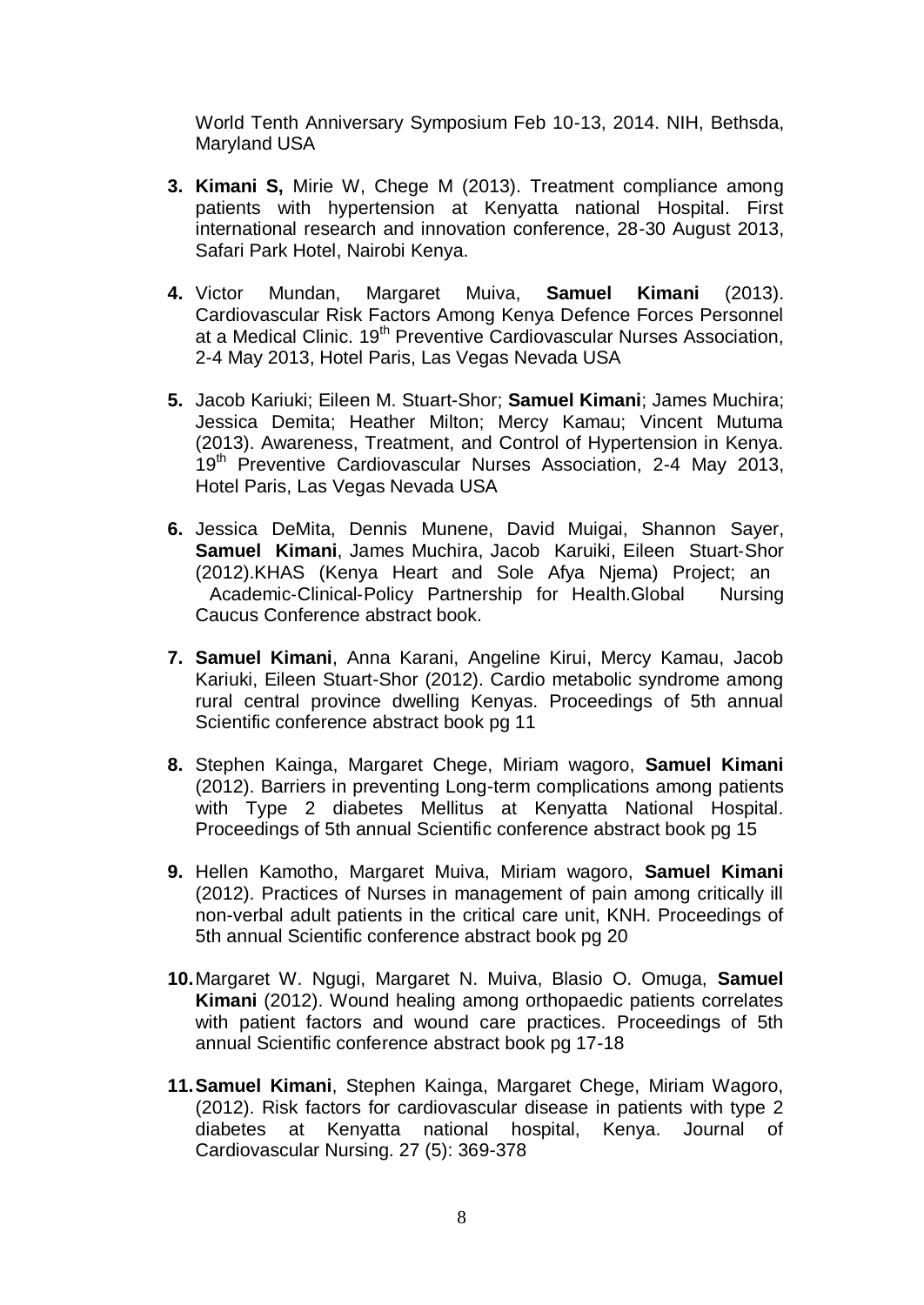World Tenth Anniversary Symposium Feb 10-13, 2014. NIH, Bethsda, Maryland USA

3. **Kimani S,** Mirie W, Chege M (2013). Treatment compliance among patients with hypertension at Kenyatta national Hospital. First international research and innovation conference, 28-30 August 2013, Safari Park Hotel, Nairobi Kenya.

4. Victor Mundan, Margaret Muiva, **Samuel Kimani** (2013). Cardiovascular Risk Factors Among Kenya Defence Forces Personnel at a Medical Clinic. 19th Preventive Cardiovascular Nurses Association, 2-4 May 2013, Hotel Paris, Las Vegas Nevada USA

5. Jacob Kariuki; Eileen M. Stuart-Shor; **Samuel Kimani**; James Muchira; Jessica Demita; Heather Milton; Mercy Kamau; Vincent Mutuma (2013). Awareness, Treatment, and Control of Hypertension in Kenya. 19th Preventive Cardiovascular Nurses Association, 2-4 May 2013, Hotel Paris, Las Vegas Nevada USA

6. Jessica DeMita, Dennis Munene, David Muigai, Shannon Sayer, **Samuel Kimani**, James Muchira, Jacob Karuiki, Eileen Stuart-Shor (2012).KHAS (Kenya Heart and Sole Afya Njema) Project; an Academic-Clinical-Policy Partnership for Health.Global Nursing Caucus Conference abstract book.

7. **Samuel Kimani**, Anna Karani, Angeline Kirui, Mercy Kamau, Jacob Kariuki, Eileen Stuart-Shor (2012). Cardio metabolic syndrome among rural central province dwelling Kenyas. Proceedings of 5th annual Scientific conference abstract book pg 11

8. Stephen Kainga, Margaret Chege, Miriam wagoro, **Samuel Kimani** (2012). Barriers in preventing Long-term complications among patients with Type 2 diabetes Mellitus at Kenyatta National Hospital. Proceedings of 5th annual Scientific conference abstract book pg 15

9. Hellen Kamotho, Margaret Muiva, Miriam wagoro, **Samuel Kimani** (2012). Practices of Nurses in management of pain among critically ill non-verbal adult patients in the critical care unit, KNH. Proceedings of 5th annual Scientific conference abstract book pg 20

10. Margaret W. Ngugi, Margaret N. Muiva, Blasio O. Omuga, **Samuel Kimani** (2012). Wound healing among orthopaedic patients correlates with patient factors and wound care practices. Proceedings of 5th annual Scientific conference abstract book pg 17-18

11. **Samuel Kimani**, Stephen Kainga, Margaret Chege, Miriam Wagoro, (2012). Risk factors for cardiovascular disease in patients with type 2 diabetes at Kenyatta national hospital, Kenya. Journal of Cardiovascular Nursing. 27 (5): 369-378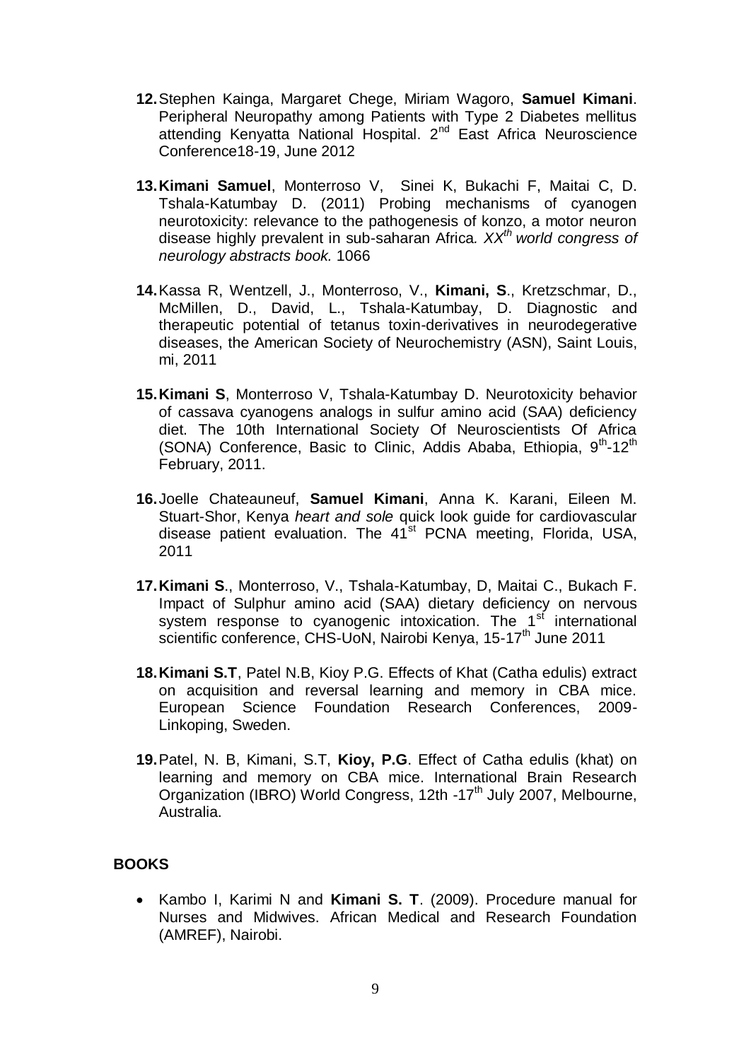12. Stephen Kainga, Margaret Chege, Miriam Wagoro, **Samuel Kimani**. Peripheral Neuropathy among Patients with Type 2 Diabetes mellitus attending Kenyatta National Hospital. 2nd East Africa Neuroscience Conference18-19, June 2012

13. **Kimani Samuel**, Monterroso V, Sinei K, Bukachi F, Maitai C, D. Tshala-Katumbay D. (2011) Probing mechanisms of cyanogen neurotoxicity: relevance to the pathogenesis of konzo, a motor neuron disease highly prevalent in sub-saharan Africa. *XXth world congress of neurology abstracts book.* 1066

14. Kassa R, Wentzell, J., Monterroso, V., **Kimani, S**., Kretzschmar, D., McMillen, D., David, L., Tshala-Katumbay, D. Diagnostic and therapeutic potential of tetanus toxin-derivatives in neurodegerative diseases, the American Society of Neurochemistry (ASN), Saint Louis, mi, 2011

15. **Kimani S**, Monterroso V, Tshala-Katumbay D. Neurotoxicity behavior of cassava cyanogens analogs in sulfur amino acid (SAA) deficiency diet. The 10th International Society Of Neuroscientists Of Africa (SONA) Conference, Basic to Clinic, Addis Ababa, Ethiopia, 9th-12th February, 2011.

16. Joelle Chateauneuf, **Samuel Kimani**, Anna K. Karani, Eileen M. Stuart-Shor, Kenya *heart and sole* quick look guide for cardiovascular disease patient evaluation. The 41st PCNA meeting, Florida, USA, 2011

17. **Kimani S**., Monterroso, V., Tshala-Katumbay, D, Maitai C., Bukach F. Impact of Sulphur amino acid (SAA) dietary deficiency on nervous system response to cyanogenic intoxication. The 1st international scientific conference, CHS-UoN, Nairobi Kenya, 15-17th June 2011

18. **Kimani S.T**, Patel N.B, Kioy P.G. Effects of Khat (Catha edulis) extract on acquisition and reversal learning and memory in CBA mice. European Science Foundation Research Conferences, 2009-Linkoping, Sweden.

19. Patel, N. B, Kimani, S.T, **Kioy, P.G**. Effect of Catha edulis (khat) on learning and memory on CBA mice. International Brain Research Organization (IBRO) World Congress, 12th -17th July 2007, Melbourne, Australia.

## BOOKS

- Kambo I, Karimi N and **Kimani S. T**. (2009). Procedure manual for Nurses and Midwives. African Medical and Research Foundation (AMREF), Nairobi.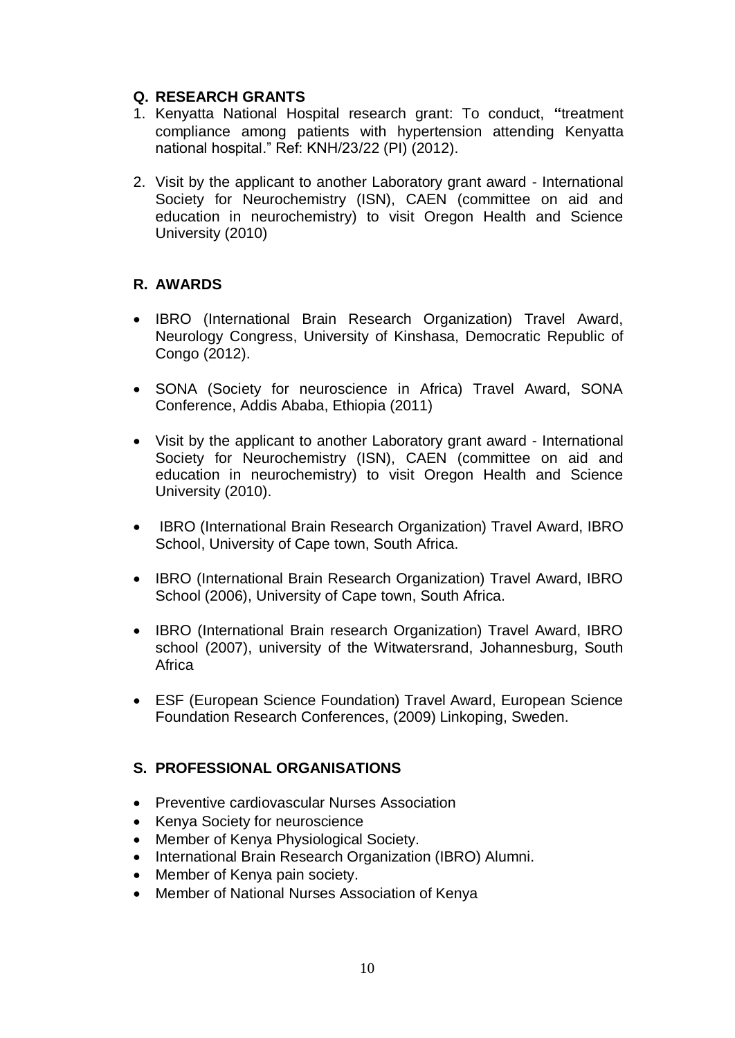## Q. RESEARCH GRANTS

1. Kenyatta National Hospital research grant: To conduct, **"**treatment compliance among patients with hypertension attending Kenyatta national hospital." Ref: KNH/23/22 (PI) (2012).
2. Visit by the applicant to another Laboratory grant award - International Society for Neurochemistry (ISN), CAEN (committee on aid and education in neurochemistry) to visit Oregon Health and Science University (2010)

## R. AWARDS

- IBRO (International Brain Research Organization) Travel Award, Neurology Congress, University of Kinshasa, Democratic Republic of Congo (2012).
- SONA (Society for neuroscience in Africa) Travel Award, SONA Conference, Addis Ababa, Ethiopia (2011)
- Visit by the applicant to another Laboratory grant award - International Society for Neurochemistry (ISN), CAEN (committee on aid and education in neurochemistry) to visit Oregon Health and Science University (2010).
- IBRO (International Brain Research Organization) Travel Award, IBRO School, University of Cape town, South Africa.
- IBRO (International Brain Research Organization) Travel Award, IBRO School (2006), University of Cape town, South Africa.
- IBRO (International Brain research Organization) Travel Award, IBRO school (2007), university of the Witwatersrand, Johannesburg, South Africa
- ESF (European Science Foundation) Travel Award, European Science Foundation Research Conferences, (2009) Linkoping, Sweden.

## S. PROFESSIONAL ORGANISATIONS

- Preventive cardiovascular Nurses Association
- Kenya Society for neuroscience
- Member of Kenya Physiological Society.
- International Brain Research Organization (IBRO) Alumni.
- Member of Kenya pain society.
- Member of National Nurses Association of Kenya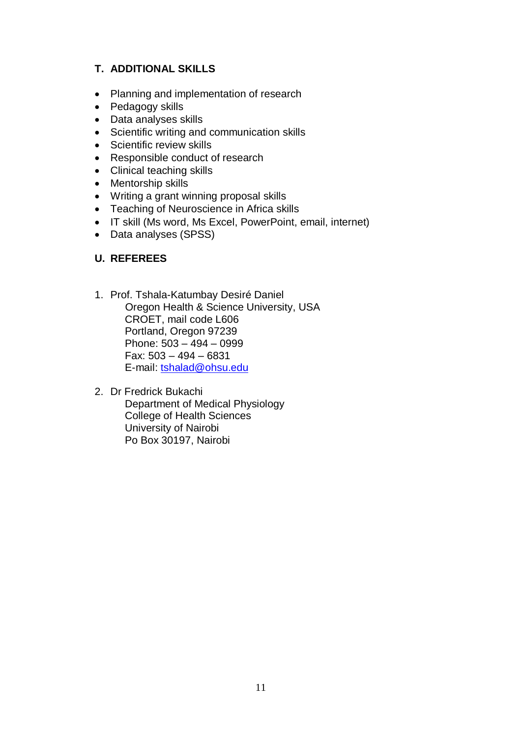## T. ADDITIONAL SKILLS

- Planning and implementation of research
- Pedagogy skills
- Data analyses skills
- Scientific writing and communication skills
- Scientific review skills
- Responsible conduct of research
- Clinical teaching skills
- Mentorship skills
- Writing a grant winning proposal skills
- Teaching of Neuroscience in Africa skills
- IT skill (Ms word, Ms Excel, PowerPoint, email, internet)
- Data analyses (SPSS)

## U. REFEREES

1. Prof. Tshala-Katumbay Desiré Daniel
   Oregon Health & Science University, USA
   CROET, mail code L606
   Portland, Oregon 97239
   Phone: 503 – 494 – 0999
   Fax: 503 – 494 – 6831
   E-mail: tshalad@ohsu.edu

2. Dr Fredrick Bukachi
   Department of Medical Physiology
   College of Health Sciences
   University of Nairobi
   Po Box 30197, Nairobi